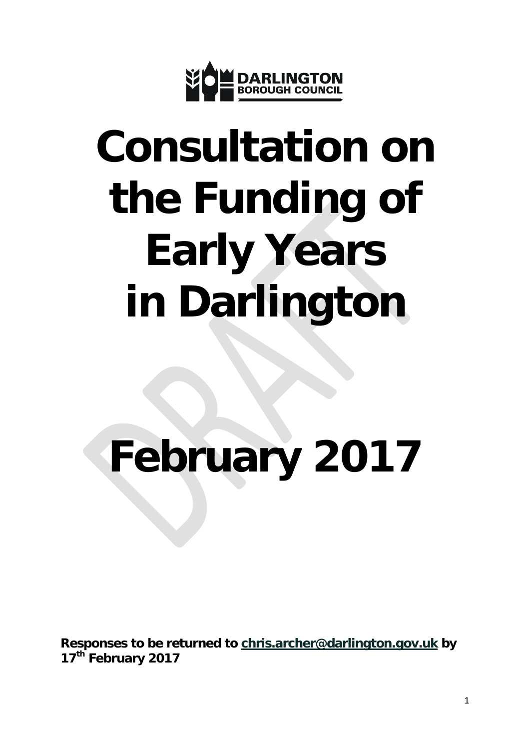DARLINGTON BOROUGH COUNCIL

# Consultation on the Funding of Early Years in Darlington

# February 2017

**Responses to be returned to chris.archer@darlington.gov.uk by 17th February 2017**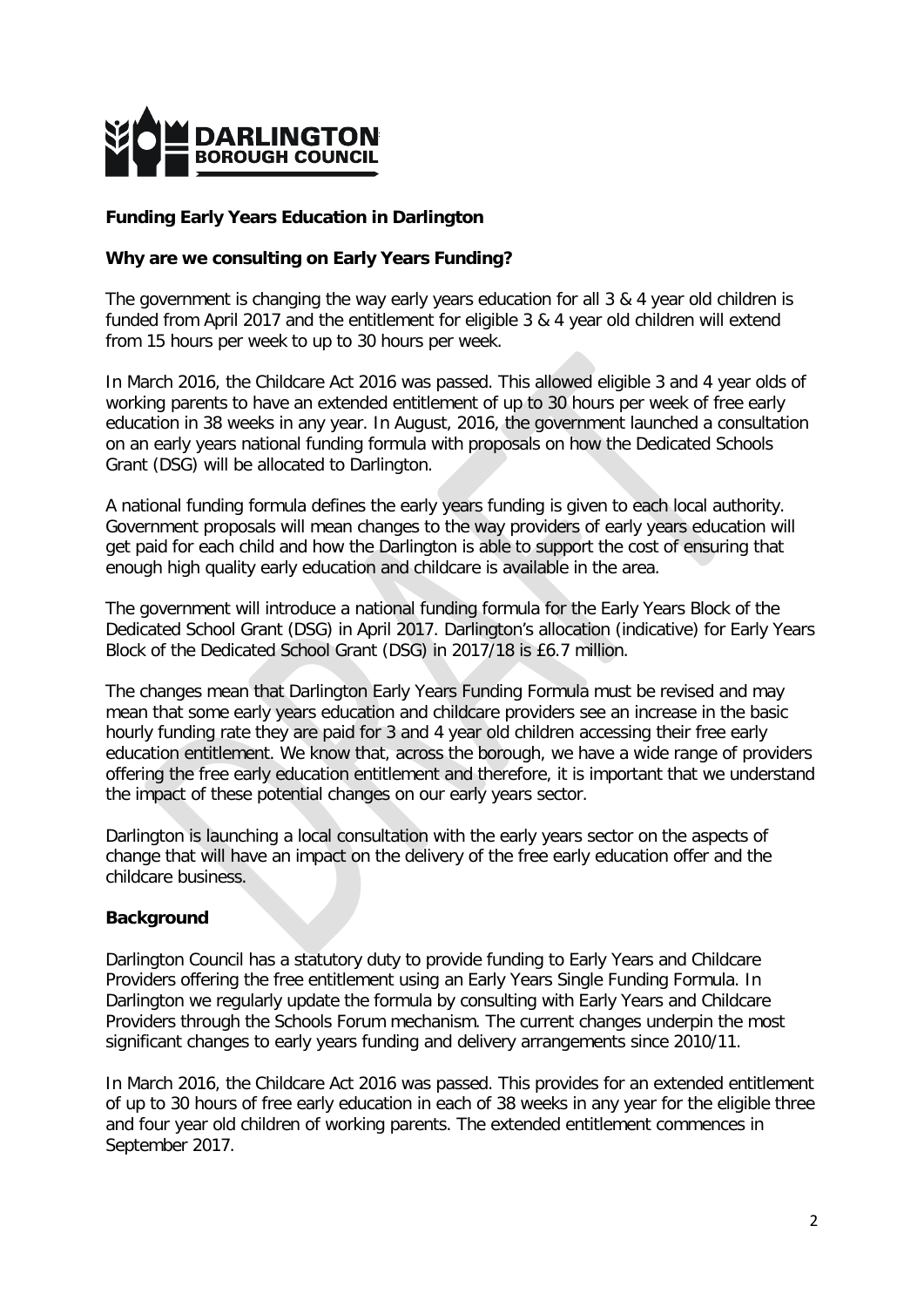**Funding Early Years Education in Darlington**

**Why are we consulting on Early Years Funding?**

The government is changing the way early years education for all 3 & 4 year old children is funded from April 2017 and the entitlement for eligible 3 & 4 year old children will extend from 15 hours per week to up to 30 hours per week.

In March 2016, the Childcare Act 2016 was passed. This allowed eligible 3 and 4 year olds of working parents to have an extended entitlement of up to 30 hours per week of free early education in 38 weeks in any year. In August, 2016, the government launched a consultation on an early years national funding formula with proposals on how the Dedicated Schools Grant (DSG) will be allocated to Darlington.

A national funding formula defines the early years funding is given to each local authority. Government proposals will mean changes to the way providers of early years education will get paid for each child and how the Darlington is able to support the cost of ensuring that enough high quality early education and childcare is available in the area.

The government will introduce a national funding formula for the Early Years Block of the Dedicated School Grant (DSG) in April 2017. Darlington's allocation (indicative) for Early Years Block of the Dedicated School Grant (DSG) in 2017/18 is £6.7 million.

The changes mean that Darlington Early Years Funding Formula must be revised and may mean that some early years education and childcare providers see an increase in the basic hourly funding rate they are paid for 3 and 4 year old children accessing their free early education entitlement. We know that, across the borough, we have a wide range of providers offering the free early education entitlement and therefore, it is important that we understand the impact of these potential changes on our early years sector.

Darlington is launching a local consultation with the early years sector on the aspects of change that will have an impact on the delivery of the free early education offer and the childcare business.

**Background**

Darlington Council has a statutory duty to provide funding to Early Years and Childcare Providers offering the free entitlement using an Early Years Single Funding Formula. In Darlington we regularly update the formula by consulting with Early Years and Childcare Providers through the Schools Forum mechanism. The current changes underpin the most significant changes to early years funding and delivery arrangements since 2010/11.

In March 2016, the Childcare Act 2016 was passed. This provides for an extended entitlement of up to 30 hours of free early education in each of 38 weeks in any year for the eligible three and four year old children of working parents. The extended entitlement commences in September 2017.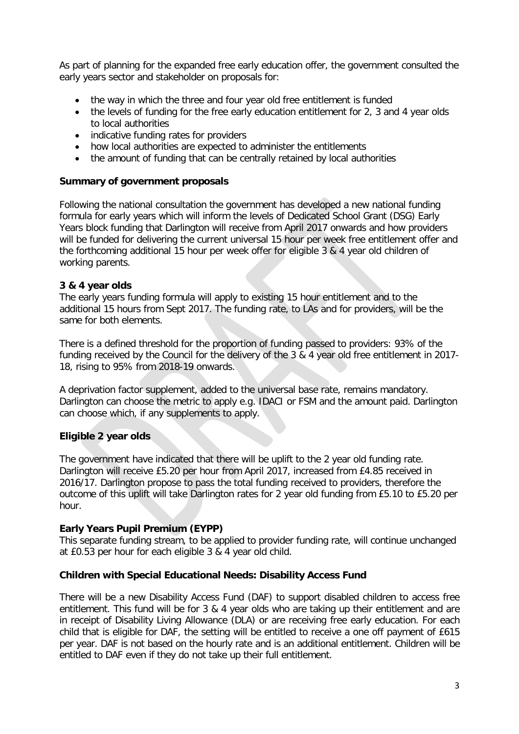As part of planning for the expanded free early education offer, the government consulted the early years sector and stakeholder on proposals for:

- the way in which the three and four year old free entitlement is funded
- the levels of funding for the free early education entitlement for 2, 3 and 4 year olds to local authorities
- indicative funding rates for providers
- how local authorities are expected to administer the entitlements
- the amount of funding that can be centrally retained by local authorities

**Summary of government proposals**

Following the national consultation the government has developed a new national funding formula for early years which will inform the levels of Dedicated School Grant (DSG) Early Years block funding that Darlington will receive from April 2017 onwards and how providers will be funded for delivering the current universal 15 hour per week free entitlement offer and the forthcoming additional 15 hour per week offer for eligible 3 & 4 year old children of working parents.

**3 & 4 year olds**

The early years funding formula will apply to existing 15 hour entitlement and to the additional 15 hours from Sept 2017. The funding rate, to LAs and for providers, will be the same for both elements.

There is a defined threshold for the proportion of funding passed to providers: 93% of the funding received by the Council for the delivery of the 3 & 4 year old free entitlement in 2017-18, rising to 95% from 2018-19 onwards.

A deprivation factor supplement, added to the universal base rate, remains mandatory. Darlington can choose the metric to apply e.g. IDACI or FSM and the amount paid. Darlington can choose which, if any supplements to apply.

**Eligible 2 year olds**

The government have indicated that there will be uplift to the 2 year old funding rate. Darlington will receive £5.20 per hour from April 2017, increased from £4.85 received in 2016/17. Darlington propose to pass the total funding received to providers, therefore the outcome of this uplift will take Darlington rates for 2 year old funding from £5.10 to £5.20 per hour.

**Early Years Pupil Premium (EYPP)**

This separate funding stream, to be applied to provider funding rate, will continue unchanged at £0.53 per hour for each eligible 3 & 4 year old child.

**Children with Special Educational Needs: Disability Access Fund**

There will be a new Disability Access Fund (DAF) to support disabled children to access free entitlement. This fund will be for 3 & 4 year olds who are taking up their entitlement and are in receipt of Disability Living Allowance (DLA) or are receiving free early education. For each child that is eligible for DAF, the setting will be entitled to receive a one off payment of £615 per year. DAF is not based on the hourly rate and is an additional entitlement. Children will be entitled to DAF even if they do not take up their full entitlement.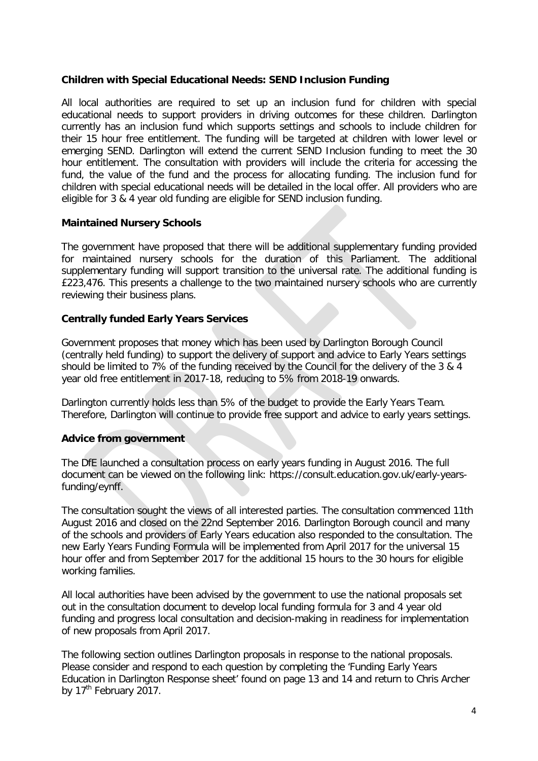**Children with Special Educational Needs: SEND Inclusion Funding**

All local authorities are required to set up an inclusion fund for children with special educational needs to support providers in driving outcomes for these children. Darlington currently has an inclusion fund which supports settings and schools to include children for their 15 hour free entitlement. The funding will be targeted at children with lower level or emerging SEND. Darlington will extend the current SEND Inclusion funding to meet the 30 hour entitlement. The consultation with providers will include the criteria for accessing the fund, the value of the fund and the process for allocating funding. The inclusion fund for children with special educational needs will be detailed in the local offer. All providers who are eligible for 3 & 4 year old funding are eligible for SEND inclusion funding.

**Maintained Nursery Schools**

The government have proposed that there will be additional supplementary funding provided for maintained nursery schools for the duration of this Parliament. The additional supplementary funding will support transition to the universal rate. The additional funding is £223,476. This presents a challenge to the two maintained nursery schools who are currently reviewing their business plans.

**Centrally funded Early Years Services**

Government proposes that money which has been used by Darlington Borough Council (centrally held funding) to support the delivery of support and advice to Early Years settings should be limited to 7% of the funding received by the Council for the delivery of the 3 & 4 year old free entitlement in 2017-18, reducing to 5% from 2018-19 onwards.

Darlington currently holds less than 5% of the budget to provide the Early Years Team. Therefore, Darlington will continue to provide free support and advice to early years settings.

**Advice from government**

The DfE launched a consultation process on early years funding in August 2016. The full document can be viewed on the following link: https://consult.education.gov.uk/early-years-funding/eynff.

The consultation sought the views of all interested parties. The consultation commenced 11th August 2016 and closed on the 22nd September 2016. Darlington Borough council and many of the schools and providers of Early Years education also responded to the consultation. The new Early Years Funding Formula will be implemented from April 2017 for the universal 15 hour offer and from September 2017 for the additional 15 hours to the 30 hours for eligible working families.

All local authorities have been advised by the government to use the national proposals set out in the consultation document to develop local funding formula for 3 and 4 year old funding and progress local consultation and decision-making in readiness for implementation of new proposals from April 2017.

The following section outlines Darlington proposals in response to the national proposals. Please consider and respond to each question by completing the 'Funding Early Years Education in Darlington Response sheet' found on page 13 and 14 and return to Chris Archer by 17th February 2017.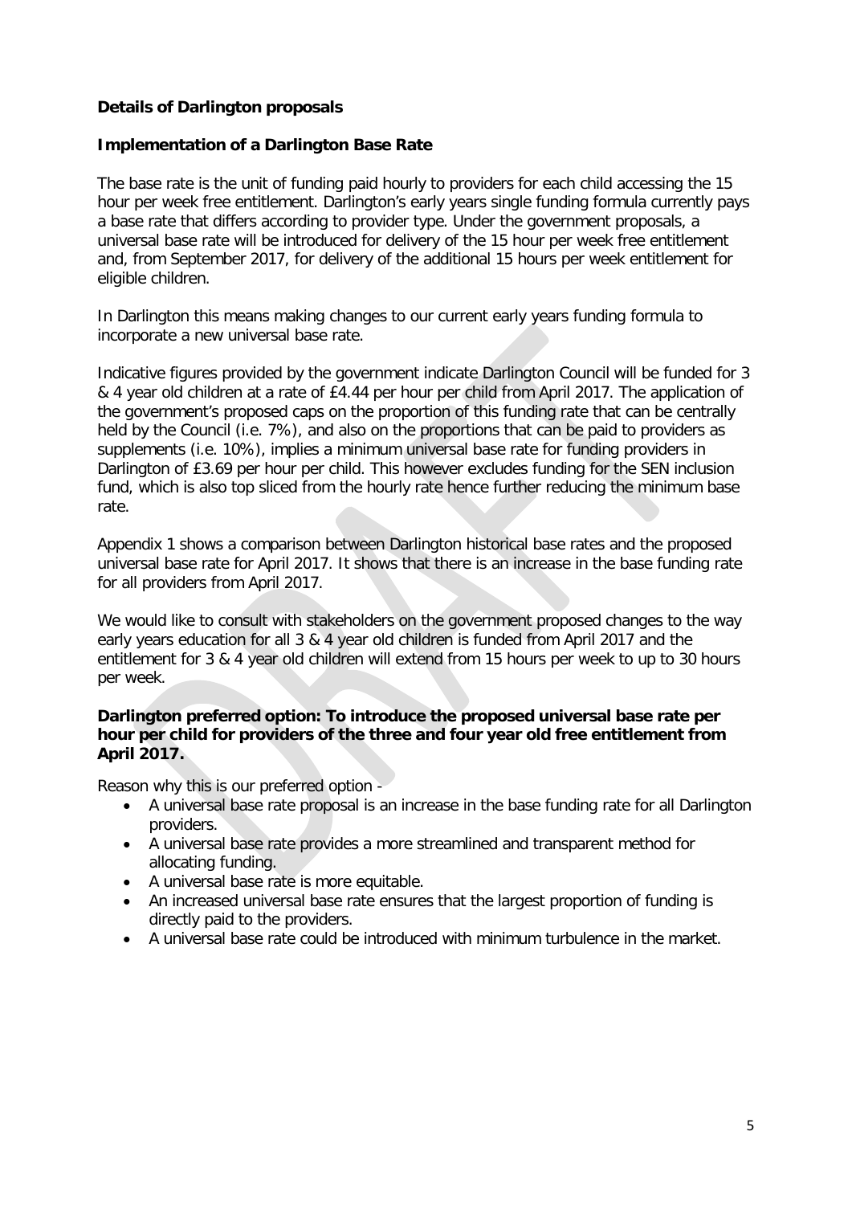**Details of Darlington proposals**

**Implementation of a Darlington Base Rate**

The base rate is the unit of funding paid hourly to providers for each child accessing the 15 hour per week free entitlement. Darlington's early years single funding formula currently pays a base rate that differs according to provider type. Under the government proposals, a universal base rate will be introduced for delivery of the 15 hour per week free entitlement and, from September 2017, for delivery of the additional 15 hours per week entitlement for eligible children.

In Darlington this means making changes to our current early years funding formula to incorporate a new universal base rate.

Indicative figures provided by the government indicate Darlington Council will be funded for 3 & 4 year old children at a rate of £4.44 per hour per child from April 2017. The application of the government's proposed caps on the proportion of this funding rate that can be centrally held by the Council (i.e. 7%), and also on the proportions that can be paid to providers as supplements (i.e. 10%), implies a minimum universal base rate for funding providers in Darlington of £3.69 per hour per child. This however excludes funding for the SEN inclusion fund, which is also top sliced from the hourly rate hence further reducing the minimum base rate.

Appendix 1 shows a comparison between Darlington historical base rates and the proposed universal base rate for April 2017. It shows that there is an increase in the base funding rate for all providers from April 2017.

We would like to consult with stakeholders on the government proposed changes to the way early years education for all 3 & 4 year old children is funded from April 2017 and the entitlement for 3 & 4 year old children will extend from 15 hours per week to up to 30 hours per week.

**Darlington preferred option: To introduce the proposed universal base rate per hour per child for providers of the three and four year old free entitlement from April 2017.**

Reason why this is our preferred option -

- A universal base rate proposal is an increase in the base funding rate for all Darlington providers.
- A universal base rate provides a more streamlined and transparent method for allocating funding.
- A universal base rate is more equitable.
- An increased universal base rate ensures that the largest proportion of funding is directly paid to the providers.
- A universal base rate could be introduced with minimum turbulence in the market.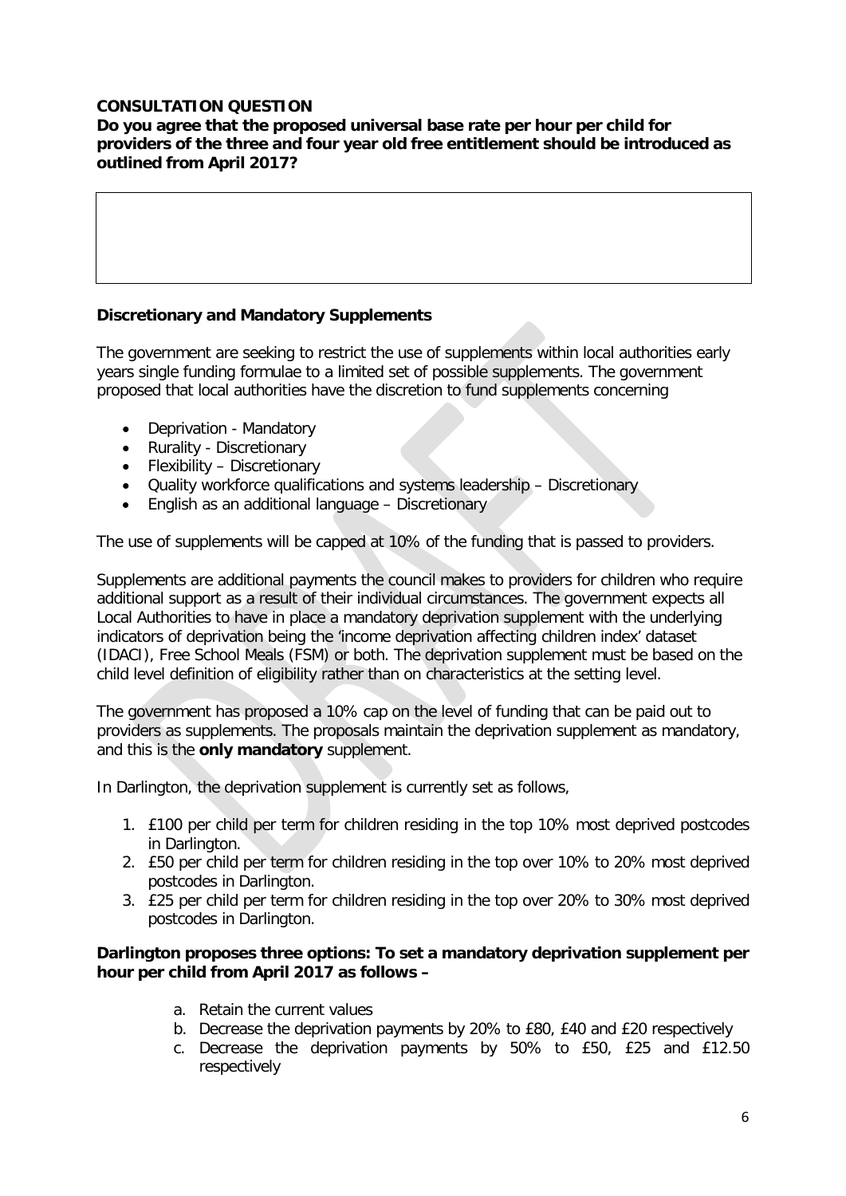**CONSULTATION QUESTION**

**Do you agree that the proposed universal base rate per hour per child for providers of the three and four year old free entitlement should be introduced as outlined from April 2017?**

### Discretionary and Mandatory Supplements

The government are seeking to restrict the use of supplements within local authorities early years single funding formulae to a limited set of possible supplements. The government proposed that local authorities have the discretion to fund supplements concerning

- Deprivation - Mandatory
- Rurality - Discretionary
- Flexibility – Discretionary
- Quality workforce qualifications and systems leadership – Discretionary
- English as an additional language – Discretionary

The use of supplements will be capped at 10% of the funding that is passed to providers.

Supplements are additional payments the council makes to providers for children who require additional support as a result of their individual circumstances. The government expects all Local Authorities to have in place a mandatory deprivation supplement with the underlying indicators of deprivation being the 'income deprivation affecting children index' dataset (IDACI), Free School Meals (FSM) or both. The deprivation supplement must be based on the child level definition of eligibility rather than on characteristics at the setting level.

The government has proposed a 10% cap on the level of funding that can be paid out to providers as supplements. The proposals maintain the deprivation supplement as mandatory, and this is the **only mandatory** supplement.

In Darlington, the deprivation supplement is currently set as follows,

1. £100 per child per term for children residing in the top 10% most deprived postcodes in Darlington.
2. £50 per child per term for children residing in the top over 10% to 20% most deprived postcodes in Darlington.
3. £25 per child per term for children residing in the top over 20% to 30% most deprived postcodes in Darlington.

**Darlington proposes three options: To set a mandatory deprivation supplement per hour per child from April 2017 as follows –**

a. Retain the current values
b. Decrease the deprivation payments by 20% to £80, £40 and £20 respectively
c. Decrease the deprivation payments by 50% to £50, £25 and £12.50 respectively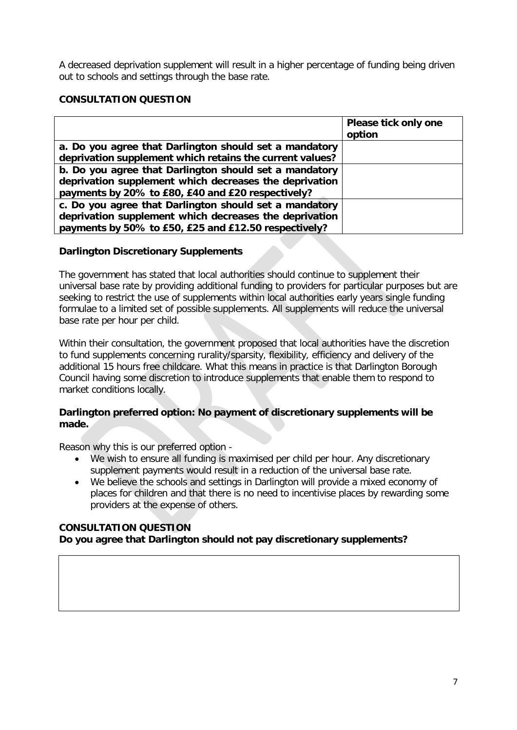A decreased deprivation supplement will result in a higher percentage of funding being driven out to schools and settings through the base rate.

**CONSULTATION QUESTION**

| | Please tick only one option |
|---|---|
| **a. Do you agree that Darlington should set a mandatory deprivation supplement which retains the current values?** | |
| **b. Do you agree that Darlington should set a mandatory deprivation supplement which decreases the deprivation payments by 20% to £80, £40 and £20 respectively?** | |
| **c. Do you agree that Darlington should set a mandatory deprivation supplement which decreases the deprivation payments by 50% to £50, £25 and £12.50 respectively?** | |

**Darlington Discretionary Supplements**

The government has stated that local authorities should continue to supplement their universal base rate by providing additional funding to providers for particular purposes but are seeking to restrict the use of supplements within local authorities early years single funding formulae to a limited set of possible supplements. All supplements will reduce the universal base rate per hour per child.

Within their consultation, the government proposed that local authorities have the discretion to fund supplements concerning rurality/sparsity, flexibility, efficiency and delivery of the additional 15 hours free childcare. What this means in practice is that Darlington Borough Council having some discretion to introduce supplements that enable them to respond to market conditions locally.

**Darlington preferred option: No payment of discretionary supplements will be made.**

Reason why this is our preferred option -

- We wish to ensure all funding is maximised per child per hour. Any discretionary supplement payments would result in a reduction of the universal base rate.
- We believe the schools and settings in Darlington will provide a mixed economy of places for children and that there is no need to incentivise places by rewarding some providers at the expense of others.

**CONSULTATION QUESTION**

**Do you agree that Darlington should not pay discretionary supplements?**

| |
|---|
| |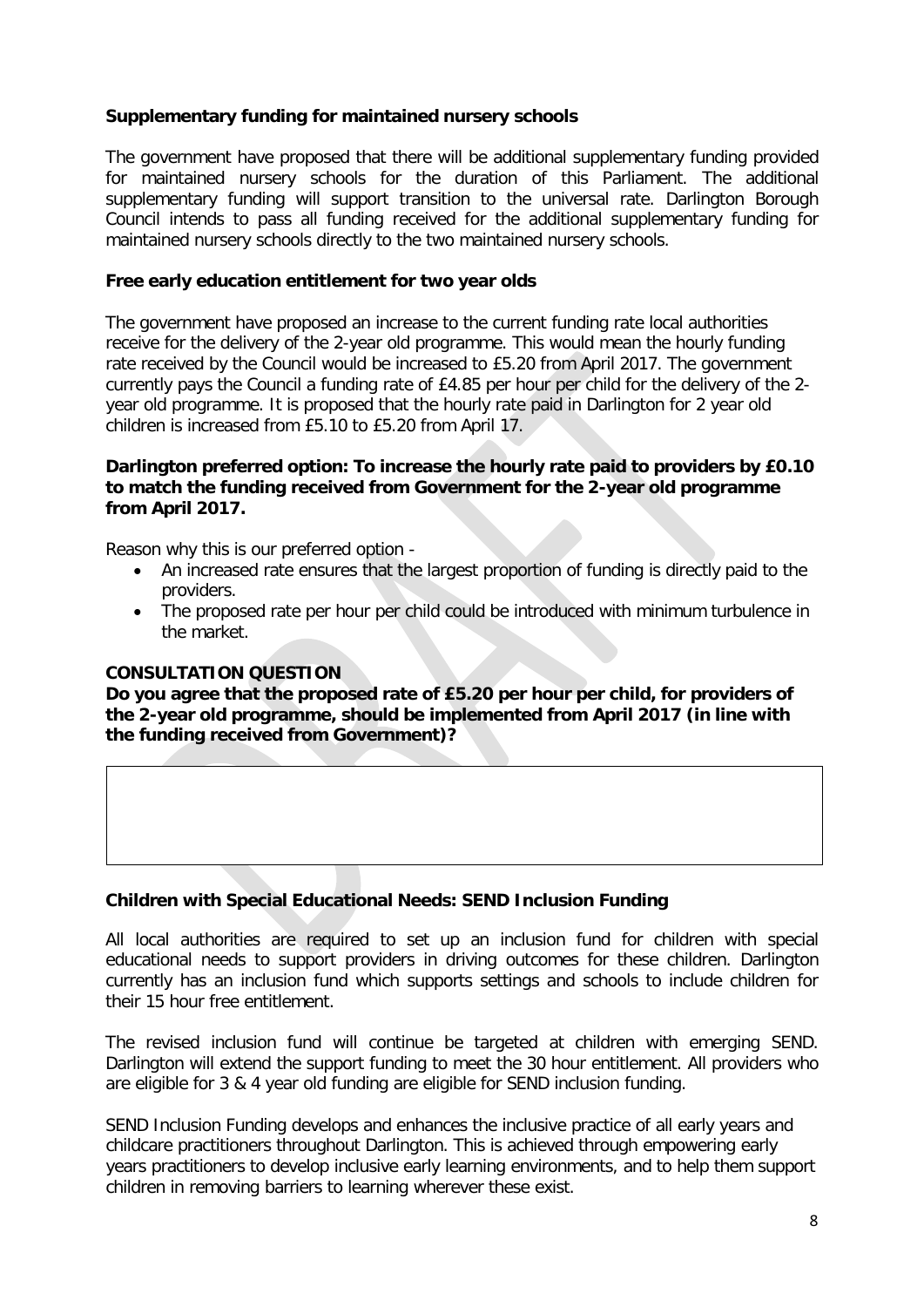**Supplementary funding for maintained nursery schools**

The government have proposed that there will be additional supplementary funding provided for maintained nursery schools for the duration of this Parliament. The additional supplementary funding will support transition to the universal rate. Darlington Borough Council intends to pass all funding received for the additional supplementary funding for maintained nursery schools directly to the two maintained nursery schools.

**Free early education entitlement for two year olds**

The government have proposed an increase to the current funding rate local authorities receive for the delivery of the 2-year old programme. This would mean the hourly funding rate received by the Council would be increased to £5.20 from April 2017. The government currently pays the Council a funding rate of £4.85 per hour per child for the delivery of the 2-year old programme. It is proposed that the hourly rate paid in Darlington for 2 year old children is increased from £5.10 to £5.20 from April 17.

**Darlington preferred option: To increase the hourly rate paid to providers by £0.10 to match the funding received from Government for the 2-year old programme from April 2017.**

Reason why this is our preferred option -

- An increased rate ensures that the largest proportion of funding is directly paid to the providers.
- The proposed rate per hour per child could be introduced with minimum turbulence in the market.

**CONSULTATION QUESTION**

**Do you agree that the proposed rate of £5.20 per hour per child, for providers of the 2-year old programme, should be implemented from April 2017 (in line with the funding received from Government)?**

**Children with Special Educational Needs: SEND Inclusion Funding**

All local authorities are required to set up an inclusion fund for children with special educational needs to support providers in driving outcomes for these children. Darlington currently has an inclusion fund which supports settings and schools to include children for their 15 hour free entitlement.

The revised inclusion fund will continue be targeted at children with emerging SEND. Darlington will extend the support funding to meet the 30 hour entitlement. All providers who are eligible for 3 & 4 year old funding are eligible for SEND inclusion funding.

SEND Inclusion Funding develops and enhances the inclusive practice of all early years and childcare practitioners throughout Darlington. This is achieved through empowering early years practitioners to develop inclusive early learning environments, and to help them support children in removing barriers to learning wherever these exist.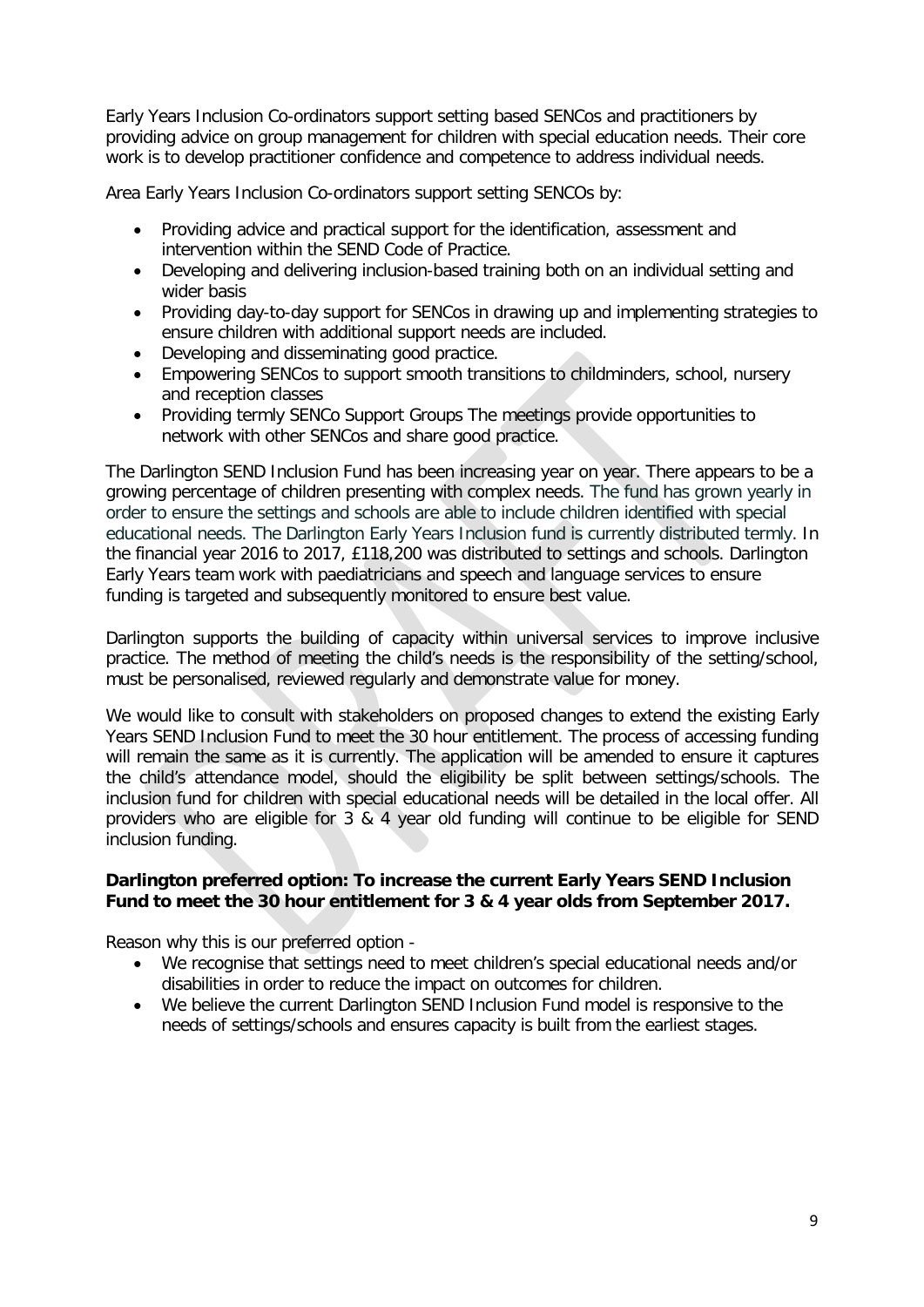Early Years Inclusion Co-ordinators support setting based SENCos and practitioners by providing advice on group management for children with special education needs. Their core work is to develop practitioner confidence and competence to address individual needs.

Area Early Years Inclusion Co-ordinators support setting SENCOs by:

- Providing advice and practical support for the identification, assessment and intervention within the SEND Code of Practice.
- Developing and delivering inclusion-based training both on an individual setting and wider basis
- Providing day-to-day support for SENCos in drawing up and implementing strategies to ensure children with additional support needs are included.
- Developing and disseminating good practice.
- Empowering SENCos to support smooth transitions to childminders, school, nursery and reception classes
- Providing termly SENCo Support Groups The meetings provide opportunities to network with other SENCos and share good practice.

The Darlington SEND Inclusion Fund has been increasing year on year. There appears to be a growing percentage of children presenting with complex needs. The fund has grown yearly in order to ensure the settings and schools are able to include children identified with special educational needs. The Darlington Early Years Inclusion fund is currently distributed termly. In the financial year 2016 to 2017, £118,200 was distributed to settings and schools. Darlington Early Years team work with paediatricians and speech and language services to ensure funding is targeted and subsequently monitored to ensure best value.

Darlington supports the building of capacity within universal services to improve inclusive practice. The method of meeting the child's needs is the responsibility of the setting/school, must be personalised, reviewed regularly and demonstrate value for money.

We would like to consult with stakeholders on proposed changes to extend the existing Early Years SEND Inclusion Fund to meet the 30 hour entitlement. The process of accessing funding will remain the same as it is currently. The application will be amended to ensure it captures the child's attendance model, should the eligibility be split between settings/schools. The inclusion fund for children with special educational needs will be detailed in the local offer. All providers who are eligible for 3 & 4 year old funding will continue to be eligible for SEND inclusion funding.

**Darlington preferred option: To increase the current Early Years SEND Inclusion Fund to meet the 30 hour entitlement for 3 & 4 year olds from September 2017.**

Reason why this is our preferred option -

- We recognise that settings need to meet children's special educational needs and/or disabilities in order to reduce the impact on outcomes for children.
- We believe the current Darlington SEND Inclusion Fund model is responsive to the needs of settings/schools and ensures capacity is built from the earliest stages.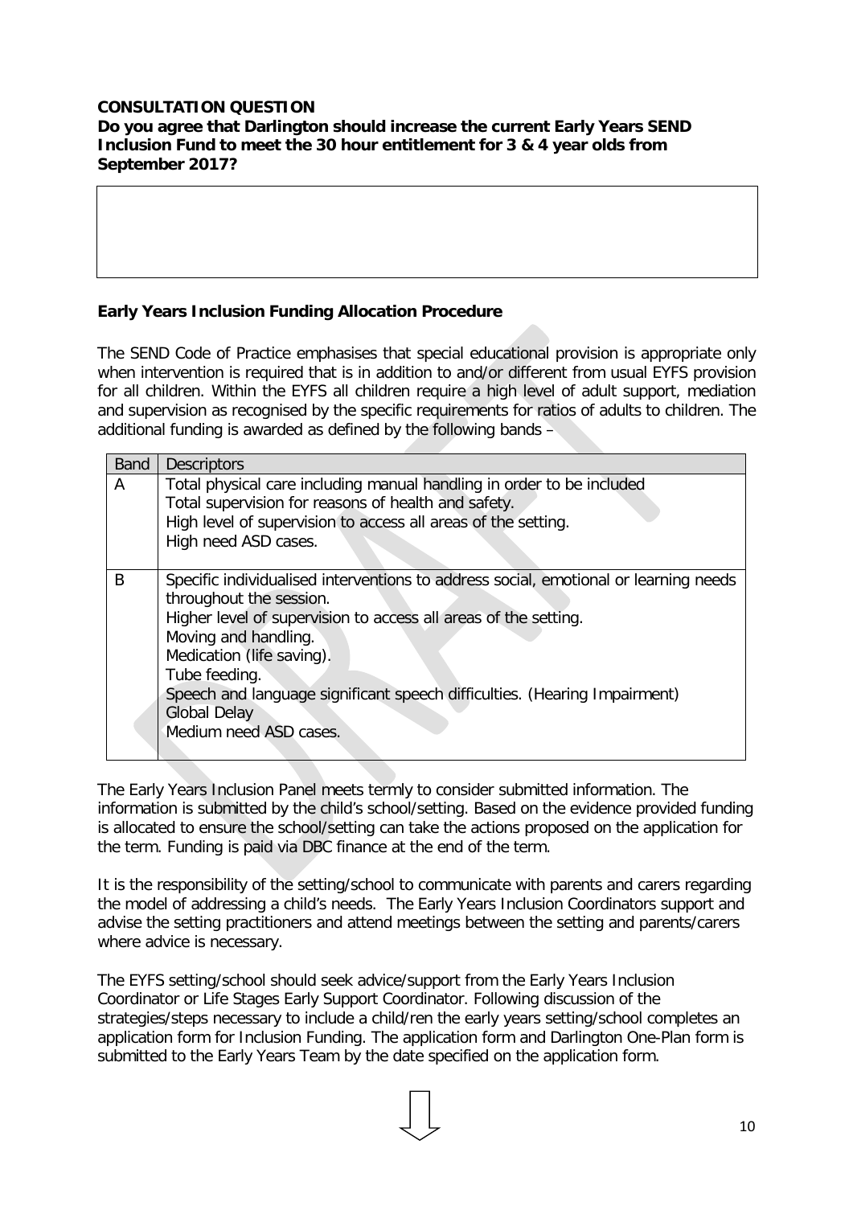**CONSULTATION QUESTION**
**Do you agree that Darlington should increase the current Early Years SEND Inclusion Fund to meet the 30 hour entitlement for 3 & 4 year olds from September 2017?**

**Early Years Inclusion Funding Allocation Procedure**

The SEND Code of Practice emphasises that special educational provision is appropriate only when intervention is required that is in addition to and/or different from usual EYFS provision for all children. Within the EYFS all children require a high level of adult support, mediation and supervision as recognised by the specific requirements for ratios of adults to children. The additional funding is awarded as defined by the following bands –

| Band | Descriptors |
|---|---|
| A | Total physical care including manual handling in order to be included<br>Total supervision for reasons of health and safety.<br>High level of supervision to access all areas of the setting.<br>High need ASD cases. |
| B | Specific individualised interventions to address social, emotional or learning needs throughout the session.<br>Higher level of supervision to access all areas of the setting.<br>Moving and handling.<br>Medication (life saving).<br>Tube feeding.<br>Speech and language significant speech difficulties. (Hearing Impairment)<br>Global Delay<br>Medium need ASD cases. |

The Early Years Inclusion Panel meets termly to consider submitted information. The information is submitted by the child's school/setting. Based on the evidence provided funding is allocated to ensure the school/setting can take the actions proposed on the application for the term. Funding is paid via DBC finance at the end of the term.

It is the responsibility of the setting/school to communicate with parents and carers regarding the model of addressing a child's needs. The Early Years Inclusion Coordinators support and advise the setting practitioners and attend meetings between the setting and parents/carers where advice is necessary.

The EYFS setting/school should seek advice/support from the Early Years Inclusion Coordinator or Life Stages Early Support Coordinator. Following discussion of the strategies/steps necessary to include a child/ren the early years setting/school completes an application form for Inclusion Funding. The application form and Darlington One-Plan form is submitted to the Early Years Team by the date specified on the application form.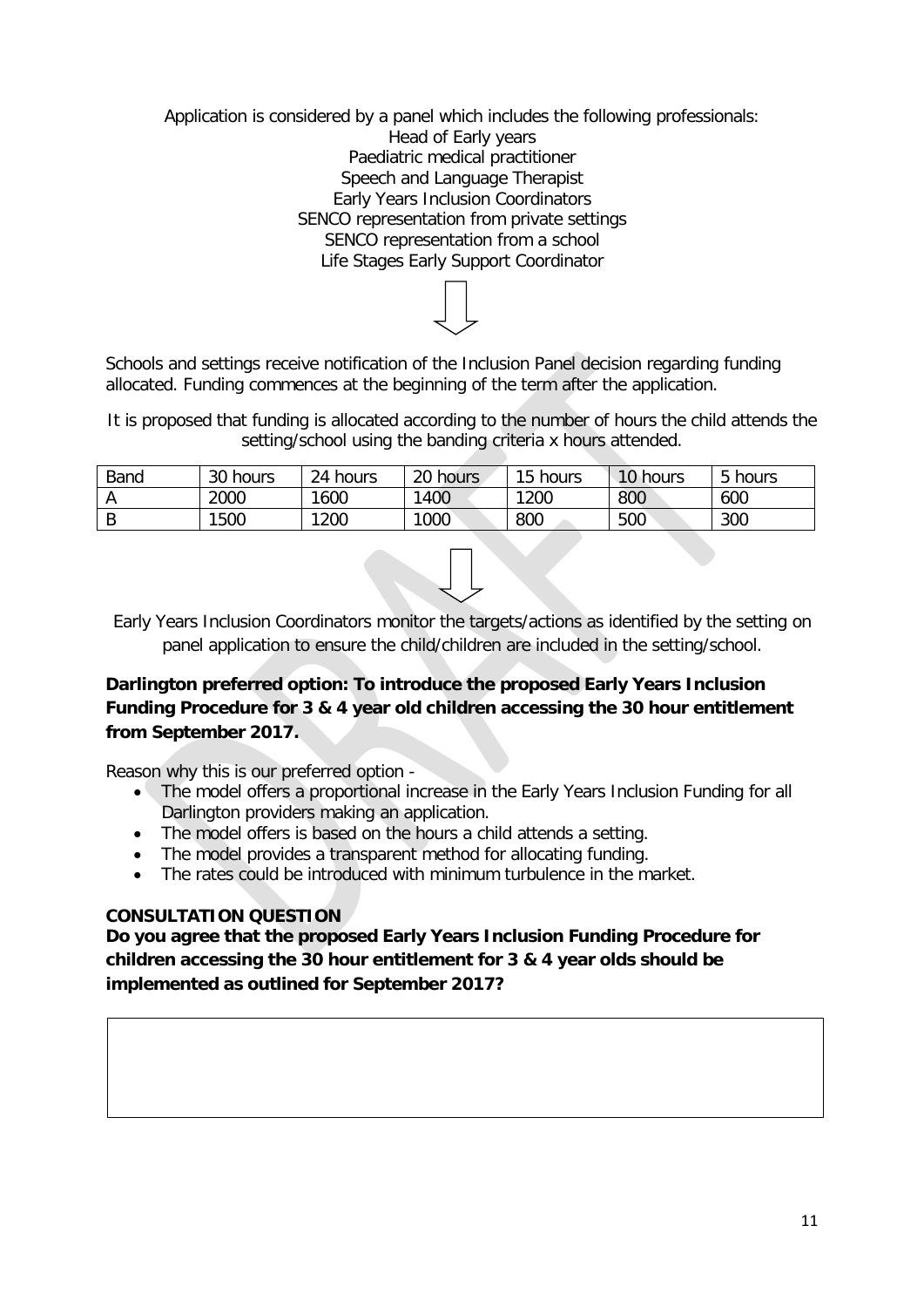Application is considered by a panel which includes the following professionals:
Head of Early years
Paediatric medical practitioner
Speech and Language Therapist
Early Years Inclusion Coordinators
SENCO representation from private settings
SENCO representation from a school
Life Stages Early Support Coordinator

Schools and settings receive notification of the Inclusion Panel decision regarding funding allocated. Funding commences at the beginning of the term after the application.

It is proposed that funding is allocated according to the number of hours the child attends the setting/school using the banding criteria x hours attended.

| Band | 30 hours | 24 hours | 20 hours | 15 hours | 10 hours | 5 hours |
|---|---|---|---|---|---|---|
| A | 2000 | 1600 | 1400 | 1200 | 800 | 600 |
| B | 1500 | 1200 | 1000 | 800 | 500 | 300 |

Early Years Inclusion Coordinators monitor the targets/actions as identified by the setting on panel application to ensure the child/children are included in the setting/school.

**Darlington preferred option: To introduce the proposed Early Years Inclusion Funding Procedure for 3 & 4 year old children accessing the 30 hour entitlement from September 2017.**

Reason why this is our preferred option -

- The model offers a proportional increase in the Early Years Inclusion Funding for all Darlington providers making an application.
- The model offers is based on the hours a child attends a setting.
- The model provides a transparent method for allocating funding.
- The rates could be introduced with minimum turbulence in the market.

**CONSULTATION QUESTION**

**Do you agree that the proposed Early Years Inclusion Funding Procedure for children accessing the 30 hour entitlement for 3 & 4 year olds should be implemented as outlined for September 2017?**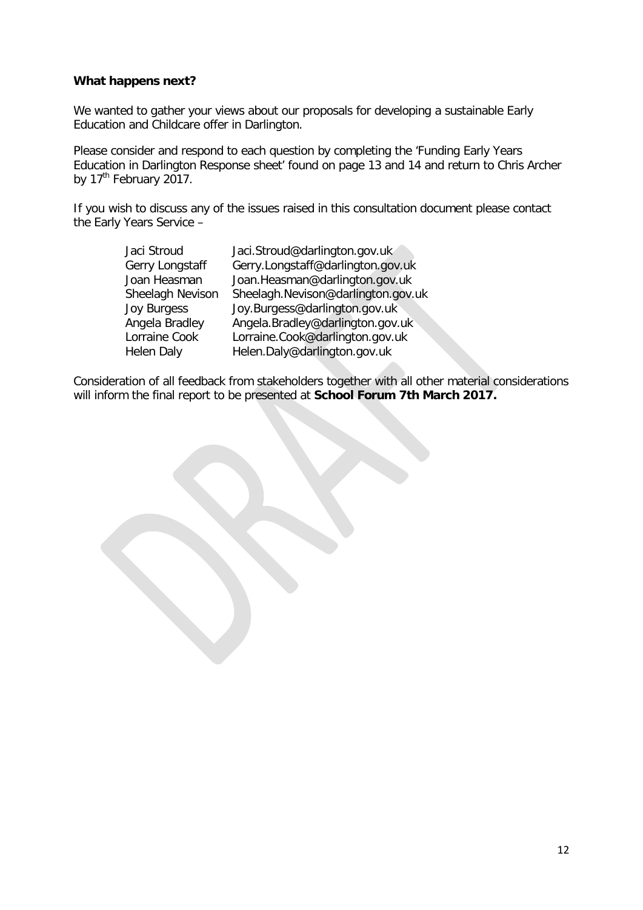**What happens next?**

We wanted to gather your views about our proposals for developing a sustainable Early Education and Childcare offer in Darlington.

Please consider and respond to each question by completing the 'Funding Early Years Education in Darlington Response sheet' found on page 13 and 14 and return to Chris Archer by 17th February 2017.

If you wish to discuss any of the issues raised in this consultation document please contact the Early Years Service –

| | |
|---|---|
| Jaci Stroud | Jaci.Stroud@darlington.gov.uk |
| Gerry Longstaff | Gerry.Longstaff@darlington.gov.uk |
| Joan Heasman | Joan.Heasman@darlington.gov.uk |
| Sheelagh Nevison | Sheelagh.Nevison@darlington.gov.uk |
| Joy Burgess | Joy.Burgess@darlington.gov.uk |
| Angela Bradley | Angela.Bradley@darlington.gov.uk |
| Lorraine Cook | Lorraine.Cook@darlington.gov.uk |
| Helen Daly | Helen.Daly@darlington.gov.uk |

Consideration of all feedback from stakeholders together with all other material considerations will inform the final report to be presented at **School Forum 7th March 2017.**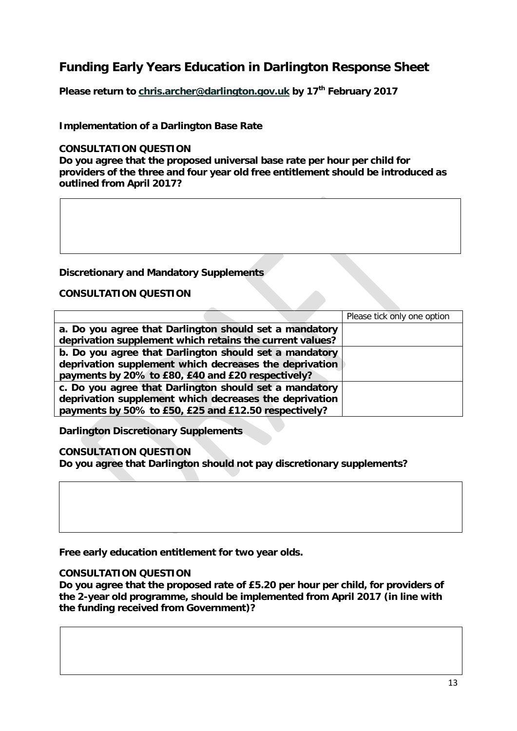# Funding Early Years Education in Darlington Response Sheet

**Please return to [chris.archer@darlington.gov.uk](mailto:chris.archer@darlington.gov.uk) by 17th February 2017**

**Implementation of a Darlington Base Rate**

**CONSULTATION QUESTION**

**Do you agree that the proposed universal base rate per hour per child for providers of the three and four year old free entitlement should be introduced as outlined from April 2017?**

| |
|---|
| |

**Discretionary and Mandatory Supplements**

**CONSULTATION QUESTION**

| | Please tick only one option |
|---|---|
| **a. Do you agree that Darlington should set a mandatory deprivation supplement which retains the current values?** | |
| **b. Do you agree that Darlington should set a mandatory deprivation supplement which decreases the deprivation payments by 20% to £80, £40 and £20 respectively?** | |
| **c. Do you agree that Darlington should set a mandatory deprivation supplement which decreases the deprivation payments by 50% to £50, £25 and £12.50 respectively?** | |

**Darlington Discretionary Supplements**

**CONSULTATION QUESTION**

**Do you agree that Darlington should not pay discretionary supplements?**

| |
|---|
| |

**Free early education entitlement for two year olds.**

**CONSULTATION QUESTION**

**Do you agree that the proposed rate of £5.20 per hour per child, for providers of the 2-year old programme, should be implemented from April 2017 (in line with the funding received from Government)?**

| |
|---|
| |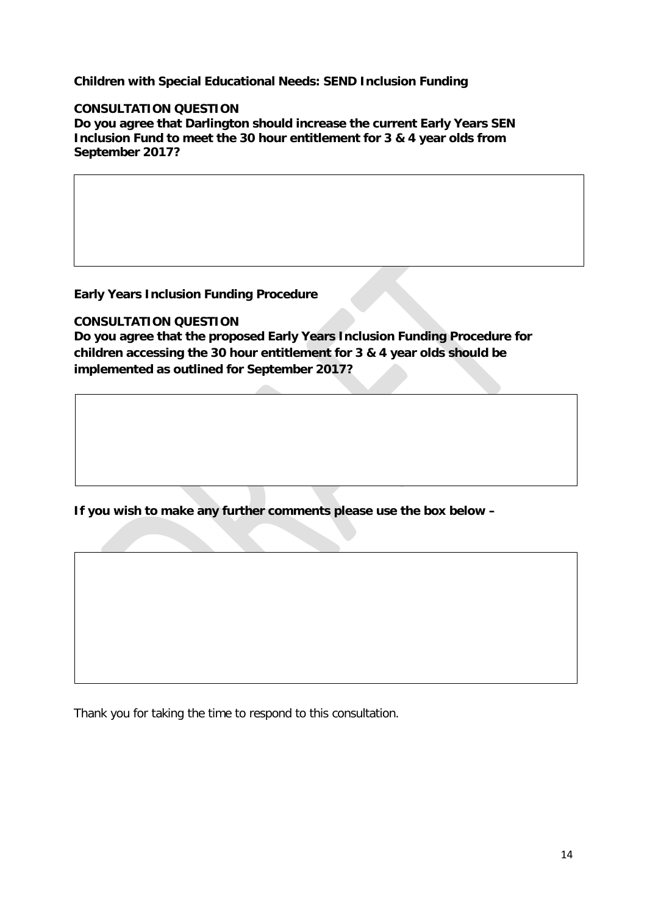**Children with Special Educational Needs: SEND Inclusion Funding**

**CONSULTATION QUESTION**
**Do you agree that Darlington should increase the current Early Years SEN Inclusion Fund to meet the 30 hour entitlement for 3 & 4 year olds from September 2017?**

**Early Years Inclusion Funding Procedure**

**CONSULTATION QUESTION**
**Do you agree that the proposed Early Years Inclusion Funding Procedure for children accessing the 30 hour entitlement for 3 & 4 year olds should be implemented as outlined for September 2017?**

**If you wish to make any further comments please use the box below –**

Thank you for taking the time to respond to this consultation.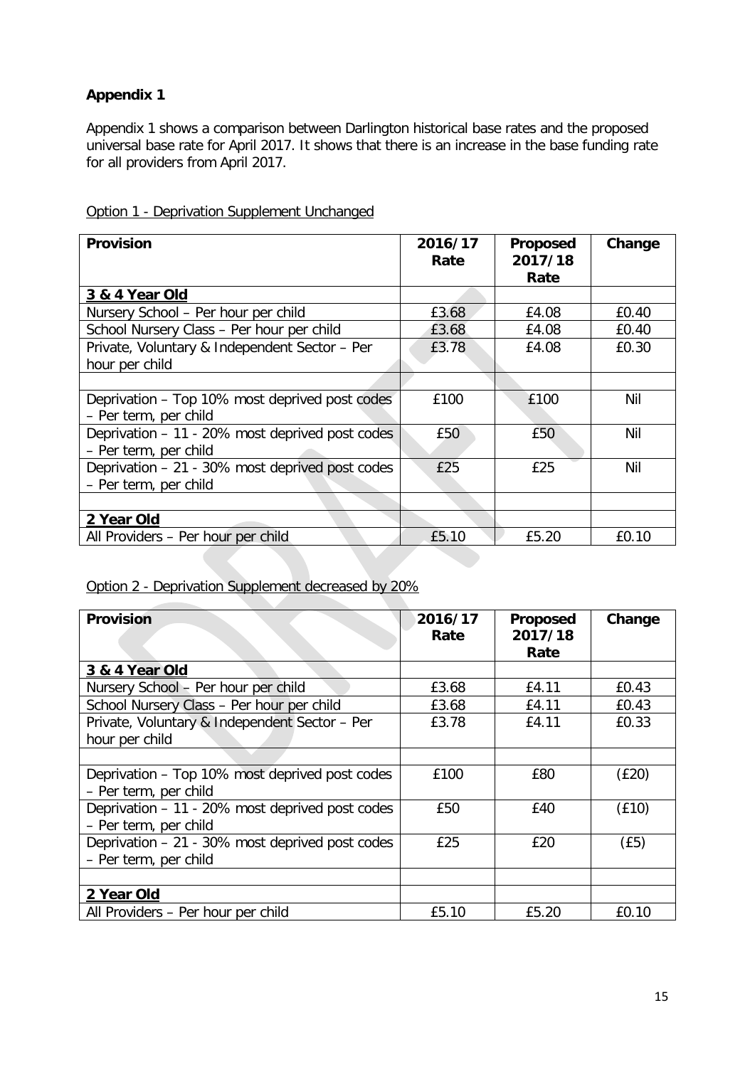## Appendix 1

Appendix 1 shows a comparison between Darlington historical base rates and the proposed universal base rate for April 2017. It shows that there is an increase in the base funding rate for all providers from April 2017.

Option 1 - Deprivation Supplement Unchanged

| Provision | 2016/17 Rate | Proposed 2017/18 Rate | Change |
|---|---|---|---|
| **3 & 4 Year Old** | | | |
| Nursery School – Per hour per child | £3.68 | £4.08 | £0.40 |
| School Nursery Class – Per hour per child | £3.68 | £4.08 | £0.40 |
| Private, Voluntary & Independent Sector – Per hour per child | £3.78 | £4.08 | £0.30 |
| | | | |
| Deprivation – Top 10% most deprived post codes – Per term, per child | £100 | £100 | Nil |
| Deprivation – 11 - 20% most deprived post codes – Per term, per child | £50 | £50 | Nil |
| Deprivation – 21 - 30% most deprived post codes – Per term, per child | £25 | £25 | Nil |
| | | | |
| **2 Year Old** | | | |
| All Providers – Per hour per child | £5.10 | £5.20 | £0.10 |

Option 2 - Deprivation Supplement decreased by 20%

| Provision | 2016/17 Rate | Proposed 2017/18 Rate | Change |
|---|---|---|---|
| **3 & 4 Year Old** | | | |
| Nursery School – Per hour per child | £3.68 | £4.11 | £0.43 |
| School Nursery Class – Per hour per child | £3.68 | £4.11 | £0.43 |
| Private, Voluntary & Independent Sector – Per hour per child | £3.78 | £4.11 | £0.33 |
| | | | |
| Deprivation – Top 10% most deprived post codes – Per term, per child | £100 | £80 | (£20) |
| Deprivation – 11 - 20% most deprived post codes – Per term, per child | £50 | £40 | (£10) |
| Deprivation – 21 - 30% most deprived post codes – Per term, per child | £25 | £20 | (£5) |
| | | | |
| **2 Year Old** | | | |
| All Providers – Per hour per child | £5.10 | £5.20 | £0.10 |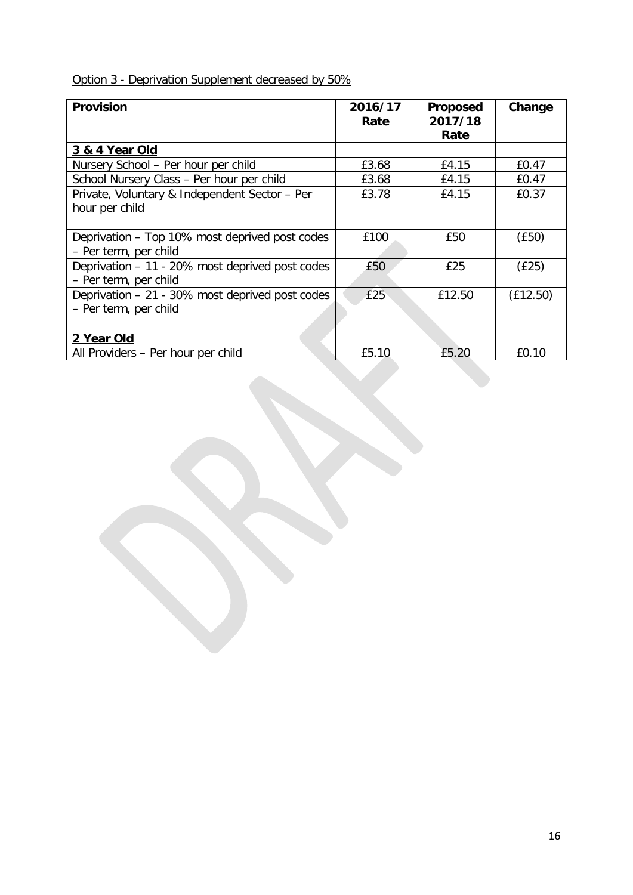Option 3 - Deprivation Supplement decreased by 50%

| Provision | 2016/17 Rate | Proposed 2017/18 Rate | Change |
|---|---|---|---|
| **3 & 4 Year Old** | | | |
| Nursery School – Per hour per child | £3.68 | £4.15 | £0.47 |
| School Nursery Class – Per hour per child | £3.68 | £4.15 | £0.47 |
| Private, Voluntary & Independent Sector – Per hour per child | £3.78 | £4.15 | £0.37 |
| | | | |
| Deprivation – Top 10% most deprived post codes – Per term, per child | £100 | £50 | (£50) |
| Deprivation – 11 - 20% most deprived post codes – Per term, per child | £50 | £25 | (£25) |
| Deprivation – 21 - 30% most deprived post codes – Per term, per child | £25 | £12.50 | (£12.50) |
| | | | |
| **2 Year Old** | | | |
| All Providers – Per hour per child | £5.10 | £5.20 | £0.10 |